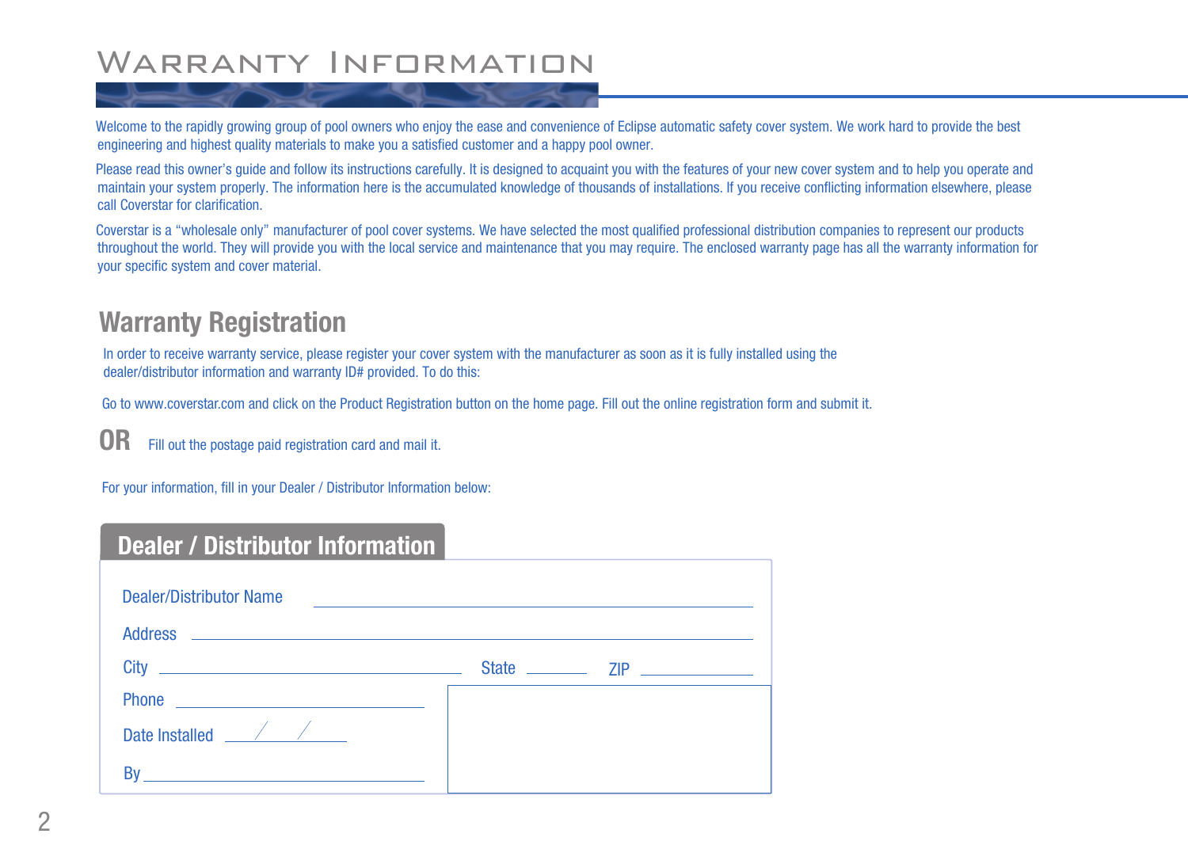# Warranty Information

Welcome to the rapidly growing group of pool owners who enjoy the ease and convenience of Eclipse automatic safety cover system. We work hard to provide the best engineering and highest quality materials to make you a satisfied customer and a happy pool owner.

Please read this owner's guide and follow its instructions carefully. It is designed to acquaint you with the features of your new cover system and to help you operate and maintain your system properly. The information here is the accumulated knowledge of thousands of installations. If you receive conflicting information elsewhere, please call Coverstar for clarification.

Coverstar is a "wholesale only" manufacturer of pool cover systems. We have selected the most qualified professional distribution companies to represent our products throughout the world. They will provide you with the local service and maintenance that you may require. The enclosed warranty page has all the warranty information for your specific system and cover material.

## Warranty Registration

In order to receive warranty service, please register your cover system with the manufacturer as soon as it is fully installed using the dealer/distributor information and warranty ID# provided. To do this:

Go to www.coverstar.com and click on the Product Registration button on the home page. Fill out the online registration form and submit it.

**OR** Fill out the postage paid registration card and mail it.

For your information, fill in your Dealer / Distributor Information below:

### Dealer / Distributor Information

Dealer/Distributor Name \_\_\_\_\_\_\_\_\_\_\_\_\_\_\_\_\_\_\_\_\_\_\_\_\_\_\_\_\_\_

Address \_\_\_\_\_\_\_\_\_\_\_\_\_\_\_\_\_\_\_\_\_\_\_\_\_\_\_\_\_\_\_\_\_\_\_\_\_\_\_\_

City \_\_\_\_\_\_\_\_\_\_\_\_\_\_\_\_\_\_\_\_ State \_\_\_\_\_\_ ZIP \_\_\_\_\_\_\_\_

Phone \_\_\_\_\_\_\_\_\_\_\_\_\_\_\_\_\_\_\_\_

Date Installed \_\_\_\_ / \_\_\_\_ / \_\_\_\_

By \_\_\_\_\_\_\_\_\_\_\_\_\_\_\_\_\_\_\_\_\_\_\_\_\_\_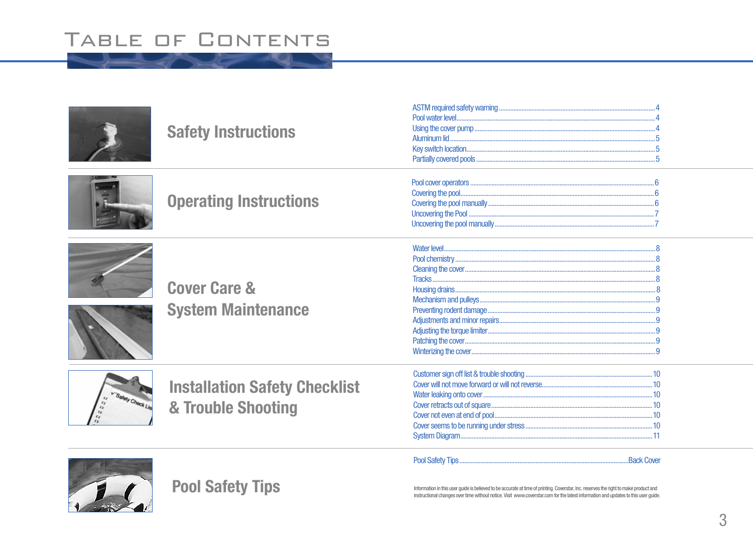# Table of Contents

## Safety Instructions

- ASTM required safety warning .......... 4
- Pool water level .......... 4
- Using the cover pump .......... 4
- Aluminum lid .......... 5
- Key switch location .......... 5
- Partially covered pools .......... 5

## Operating Instructions

- Pool cover operators .......... 6
- Covering the pool .......... 6
- Covering the pool manually .......... 6
- Uncovering the Pool .......... 7
- Uncovering the pool manually .......... 7

## Cover Care & System Maintenance

- Water level .......... 8
- Pool chemistry .......... 8
- Cleaning the cover .......... 8
- Tracks .......... 8
- Housing drains .......... 8
- Mechanism and pulleys .......... 9
- Preventing rodent damage .......... 9
- Adjustments and minor repairs .......... 9
- Adjusting the torque limiter .......... 9
- Patching the cover .......... 9
- Winterizing the cover .......... 9

## Installation Safety Checklist & Trouble Shooting

- Customer sign off list & trouble shooting .......... 10
- Cover will not move forward or will not reverse .......... 10
- Water leaking onto cover .......... 10
- Cover retracts out of square .......... 10
- Cover not even at end of pool .......... 10
- Cover seems to be running under stress .......... 10
- System Diagram .......... 11

## Pool Safety Tips

- Pool Safety Tips .......... Back Cover

Information in this user guide is believed to be accurate at time of printing. Coverstar, Inc. reserves the right to make product and instructional changes over time without notice. Visit www.coverstar.com for the latest information and updates to this user guide.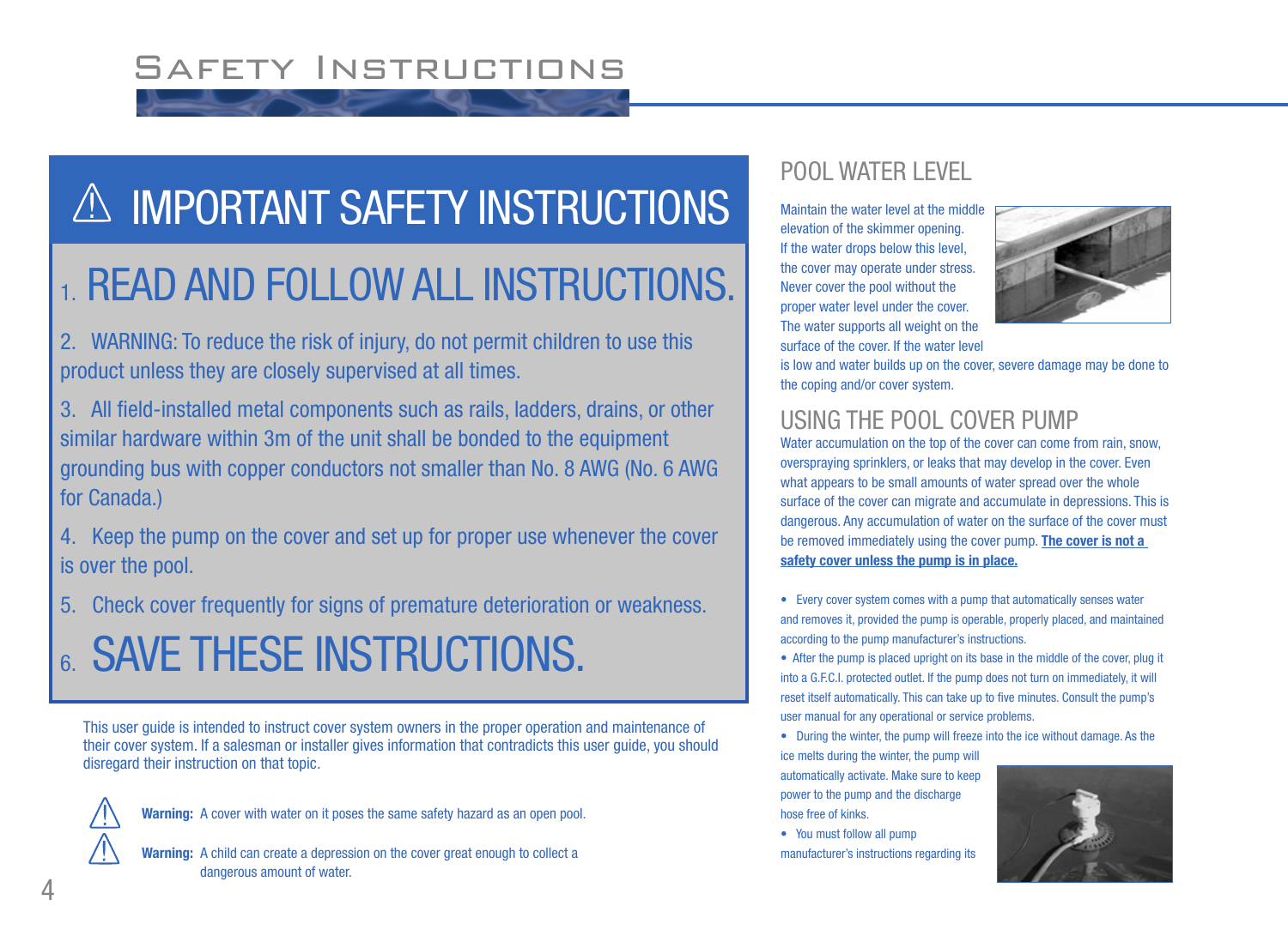# Safety Instructions

## ⚠ IMPORTANT SAFETY INSTRUCTIONS

### 1. READ AND FOLLOW ALL INSTRUCTIONS.

2. WARNING: To reduce the risk of injury, do not permit children to use this product unless they are closely supervised at all times.

3. All field-installed metal components such as rails, ladders, drains, or other similar hardware within 3m of the unit shall be bonded to the equipment grounding bus with copper conductors not smaller than No. 8 AWG (No. 6 AWG for Canada.)

4. Keep the pump on the cover and set up for proper use whenever the cover is over the pool.

5. Check cover frequently for signs of premature deterioration or weakness.

### 6. SAVE THESE INSTRUCTIONS.

This user guide is intended to instruct cover system owners in the proper operation and maintenance of their cover system. If a salesman or installer gives information that contradicts this user guide, you should disregard their instruction on that topic.

⚠ **Warning:** A cover with water on it poses the same safety hazard as an open pool.

⚠ **Warning:** A child can create a depression on the cover great enough to collect a dangerous amount of water.

## POOL WATER LEVEL

Maintain the water level at the middle elevation of the skimmer opening. If the water drops below this level, the cover may operate under stress. Never cover the pool without the proper water level under the cover. The water supports all weight on the surface of the cover. If the water level is low and water builds up on the cover, severe damage may be done to the coping and/or cover system.

## USING THE POOL COVER PUMP

Water accumulation on the top of the cover can come from rain, snow, overspraying sprinklers, or leaks that may develop in the cover. Even what appears to be small amounts of water spread over the whole surface of the cover can migrate and accumulate in depressions. This is dangerous. Any accumulation of water on the surface of the cover must be removed immediately using the cover pump. **The cover is not a safety cover unless the pump is in place.**

- Every cover system comes with a pump that automatically senses water and removes it, provided the pump is operable, properly placed, and maintained according to the pump manufacturer's instructions.
- After the pump is placed upright on its base in the middle of the cover, plug it into a G.F.C.I. protected outlet. If the pump does not turn on immediately, it will reset itself automatically. This can take up to five minutes. Consult the pump's user manual for any operational or service problems.
- During the winter, the pump will freeze into the ice without damage. As the ice melts during the winter, the pump will automatically activate. Make sure to keep power to the pump and the discharge hose free of kinks.
- You must follow all pump manufacturer's instructions regarding its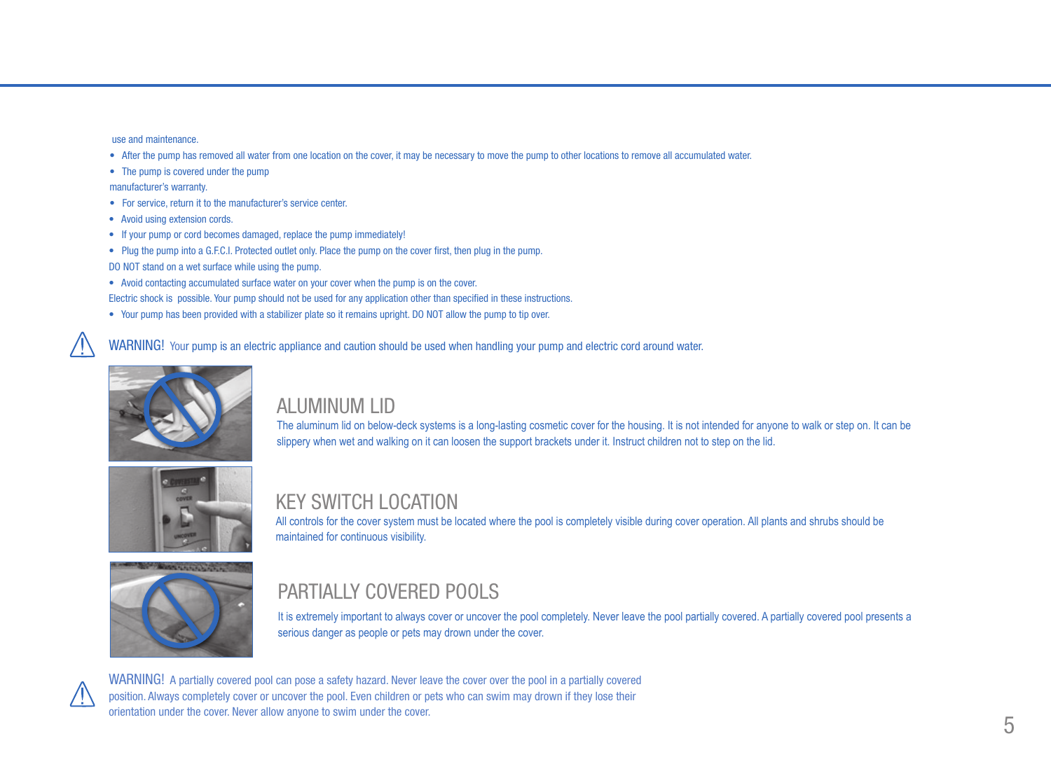use and maintenance.

- After the pump has removed all water from one location on the cover, it may be necessary to move the pump to other locations to remove all accumulated water.
- The pump is covered under the pump

manufacturer's warranty.

- For service, return it to the manufacturer's service center.
- Avoid using extension cords.
- If your pump or cord becomes damaged, replace the pump immediately!
- Plug the pump into a G.F.C.I. Protected outlet only. Place the pump on the cover first, then plug in the pump.

DO NOT stand on a wet surface while using the pump.

- Avoid contacting accumulated surface water on your cover when the pump is on the cover.

Electric shock is possible. Your pump should not be used for any application other than specified in these instructions.

- Your pump has been provided with a stabilizer plate so it remains upright. DO NOT allow the pump to tip over.

WARNING! Your pump is an electric appliance and caution should be used when handling your pump and electric cord around water.

## ALUMINUM LID

The aluminum lid on below-deck systems is a long-lasting cosmetic cover for the housing. It is not intended for anyone to walk or step on. It can be slippery when wet and walking on it can loosen the support brackets under it. Instruct children not to step on the lid.

## KEY SWITCH LOCATION

All controls for the cover system must be located where the pool is completely visible during cover operation. All plants and shrubs should be maintained for continuous visibility.

## PARTIALLY COVERED POOLS

It is extremely important to always cover or uncover the pool completely. Never leave the pool partially covered. A partially covered pool presents a serious danger as people or pets may drown under the cover.

WARNING! A partially covered pool can pose a safety hazard. Never leave the cover over the pool in a partially covered position. Always completely cover or uncover the pool. Even children or pets who can swim may drown if they lose their orientation under the cover. Never allow anyone to swim under the cover.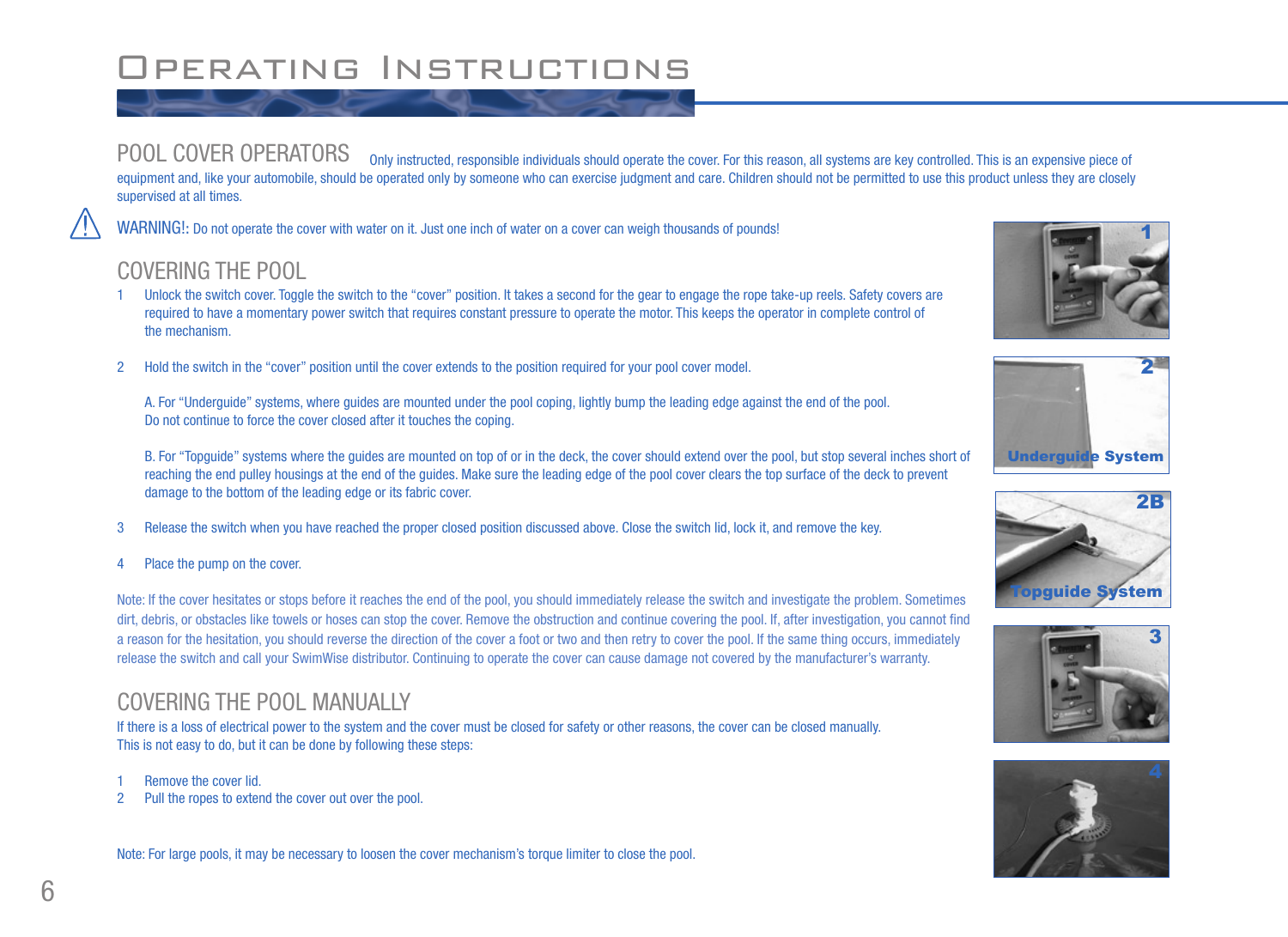# Operating Instructions

## POOL COVER OPERATORS

Only instructed, responsible individuals should operate the cover. For this reason, all systems are key controlled. This is an expensive piece of equipment and, like your automobile, should be operated only by someone who can exercise judgment and care. Children should not be permitted to use this product unless they are closely supervised at all times.

⚠ WARNING!: Do not operate the cover with water on it. Just one inch of water on a cover can weigh thousands of pounds!

## COVERING THE POOL

1 Unlock the switch cover. Toggle the switch to the "cover" position. It takes a second for the gear to engage the rope take-up reels. Safety covers are required to have a momentary power switch that requires constant pressure to operate the motor. This keeps the operator in complete control of the mechanism.

2 Hold the switch in the "cover" position until the cover extends to the position required for your pool cover model.

A. For "Underguide" systems, where guides are mounted under the pool coping, lightly bump the leading edge against the end of the pool. Do not continue to force the cover closed after it touches the coping.

B. For "Topguide" systems where the guides are mounted on top of or in the deck, the cover should extend over the pool, but stop several inches short of reaching the end pulley housings at the end of the guides. Make sure the leading edge of the pool cover clears the top surface of the deck to prevent damage to the bottom of the leading edge or its fabric cover.

3 Release the switch when you have reached the proper closed position discussed above. Close the switch lid, lock it, and remove the key.

4 Place the pump on the cover.

Note: If the cover hesitates or stops before it reaches the end of the pool, you should immediately release the switch and investigate the problem. Sometimes dirt, debris, or obstacles like towels or hoses can stop the cover. Remove the obstruction and continue covering the pool. If, after investigation, you cannot find a reason for the hesitation, you should reverse the direction of the cover a foot or two and then retry to cover the pool. If the same thing occurs, immediately release the switch and call your SwimWise distributor. Continuing to operate the cover can cause damage not covered by the manufacturer's warranty.

## COVERING THE POOL MANUALLY

If there is a loss of electrical power to the system and the cover must be closed for safety or other reasons, the cover can be closed manually. This is not easy to do, but it can be done by following these steps:

1 Remove the cover lid.
2 Pull the ropes to extend the cover out over the pool.

Note: For large pools, it may be necessary to loosen the cover mechanism's torque limiter to close the pool.

1

2 Underguide System

2B Topguide System

3

4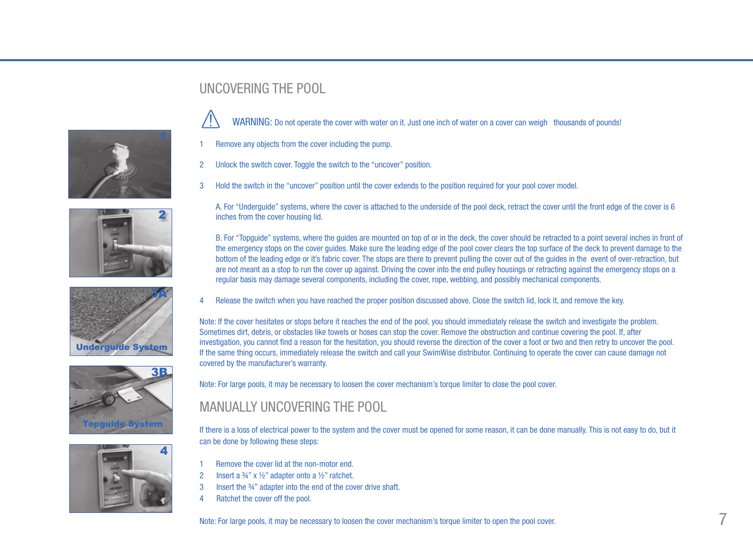## UNCOVERING THE POOL

⚠ WARNING: Do not operate the cover with water on it. Just one inch of water on a cover can weigh thousands of pounds!

1 Remove any objects from the cover including the pump.

2 Unlock the switch cover. Toggle the switch to the "uncover" position.

3 Hold the switch in the "uncover" position until the cover extends to the position required for your pool cover model.

   A. For "Underguide" systems, where the cover is attached to the underside of the pool deck, retract the cover until the front edge of the cover is 6 inches from the cover housing lid.

   B. For "Topguide" systems, where the guides are mounted on top of or in the deck, the cover should be retracted to a point several inches in front of the emergency stops on the cover guides. Make sure the leading edge of the pool cover clears the top surface of the deck to prevent damage to the bottom of the leading edge or it's fabric cover. The stops are there to prevent pulling the cover out of the guides in the event of over-retraction, but are not meant as a stop to run the cover up against. Driving the cover into the end pulley housings or retracting against the emergency stops on a regular basis may damage several components, including the cover, rope, webbing, and possibly mechanical components.

4 Release the switch when you have reached the proper position discussed above. Close the switch lid, lock it, and remove the key.

Note: If the cover hesitates or stops before it reaches the end of the pool, you should immediately release the switch and investigate the problem. Sometimes dirt, debris, or obstacles like towels or hoses can stop the cover. Remove the obstruction and continue covering the pool. If, after investigation, you cannot find a reason for the hesitation, you should reverse the direction of the cover a foot or two and then retry to uncover the pool. If the same thing occurs, immediately release the switch and call your SwimWise distributor. Continuing to operate the cover can cause damage not covered by the manufacturer's warranty.

Note: For large pools, it may be necessary to loosen the cover mechanism's torque limiter to close the pool cover.

## MANUALLY UNCOVERING THE POOL

If there is a loss of electrical power to the system and the cover must be opened for some reason, it can be done manually. This is not easy to do, but it can be done by following these steps:

1 Remove the cover lid at the non-motor end.
2 Insert a ¾" x ½" adapter onto a ½" ratchet.
3 Insert the ¾" adapter into the end of the cover drive shaft.
4 Ratchet the cover off the pool.

Note: For large pools, it may be necessary to loosen the cover mechanism's torque limiter to open the pool cover.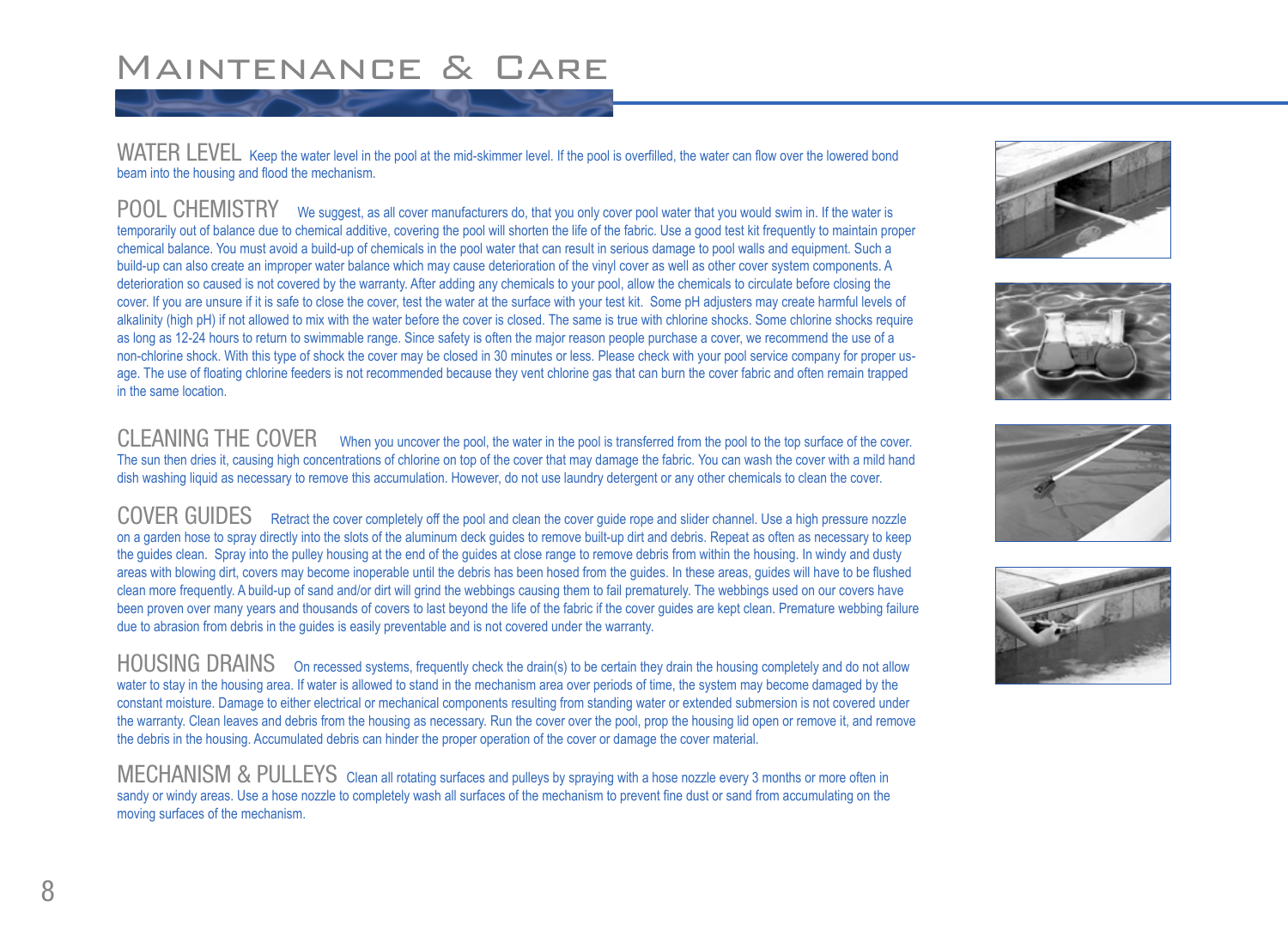# Maintenance & Care

## WATER LEVEL

Keep the water level in the pool at the mid-skimmer level. If the pool is overfilled, the water can flow over the lowered bond beam into the housing and flood the mechanism.

## POOL CHEMISTRY

We suggest, as all cover manufacturers do, that you only cover pool water that you would swim in. If the water is temporarily out of balance due to chemical additive, covering the pool will shorten the life of the fabric. Use a good test kit frequently to maintain proper chemical balance. You must avoid a build-up of chemicals in the pool water that can result in serious damage to pool walls and equipment. Such a build-up can also create an improper water balance which may cause deterioration of the vinyl cover as well as other cover system components. A deterioration so caused is not covered by the warranty. After adding any chemicals to your pool, allow the chemicals to circulate before closing the cover. If you are unsure if it is safe to close the cover, test the water at the surface with your test kit. Some pH adjusters may create harmful levels of alkalinity (high pH) if not allowed to mix with the water before the cover is closed. The same is true with chlorine shocks. Some chlorine shocks require as long as 12-24 hours to return to swimmable range. Since safety is often the major reason people purchase a cover, we recommend the use of a non-chlorine shock. With this type of shock the cover may be closed in 30 minutes or less. Please check with your pool service company for proper usage. The use of floating chlorine feeders is not recommended because they vent chlorine gas that can burn the cover fabric and often remain trapped in the same location.

## CLEANING THE COVER

When you uncover the pool, the water in the pool is transferred from the pool to the top surface of the cover. The sun then dries it, causing high concentrations of chlorine on top of the cover that may damage the fabric. You can wash the cover with a mild hand dish washing liquid as necessary to remove this accumulation. However, do not use laundry detergent or any other chemicals to clean the cover.

## COVER GUIDES

Retract the cover completely off the pool and clean the cover guide rope and slider channel. Use a high pressure nozzle on a garden hose to spray directly into the slots of the aluminum deck guides to remove built-up dirt and debris. Repeat as often as necessary to keep the guides clean. Spray into the pulley housing at the end of the guides at close range to remove debris from within the housing. In windy and dusty areas with blowing dirt, covers may become inoperable until the debris has been hosed from the guides. In these areas, guides will have to be flushed clean more frequently. A build-up of sand and/or dirt will grind the webbings causing them to fail prematurely. The webbings used on our covers have been proven over many years and thousands of covers to last beyond the life of the fabric if the cover guides are kept clean. Premature webbing failure due to abrasion from debris in the guides is easily preventable and is not covered under the warranty.

## HOUSING DRAINS

On recessed systems, frequently check the drain(s) to be certain they drain the housing completely and do not allow water to stay in the housing area. If water is allowed to stand in the mechanism area over periods of time, the system may become damaged by the constant moisture. Damage to either electrical or mechanical components resulting from standing water or extended submersion is not covered under the warranty. Clean leaves and debris from the housing as necessary. Run the cover over the pool, prop the housing lid open or remove it, and remove the debris in the housing. Accumulated debris can hinder the proper operation of the cover or damage the cover material.

## MECHANISM & PULLEYS

Clean all rotating surfaces and pulleys by spraying with a hose nozzle every 3 months or more often in sandy or windy areas. Use a hose nozzle to completely wash all surfaces of the mechanism to prevent fine dust or sand from accumulating on the moving surfaces of the mechanism.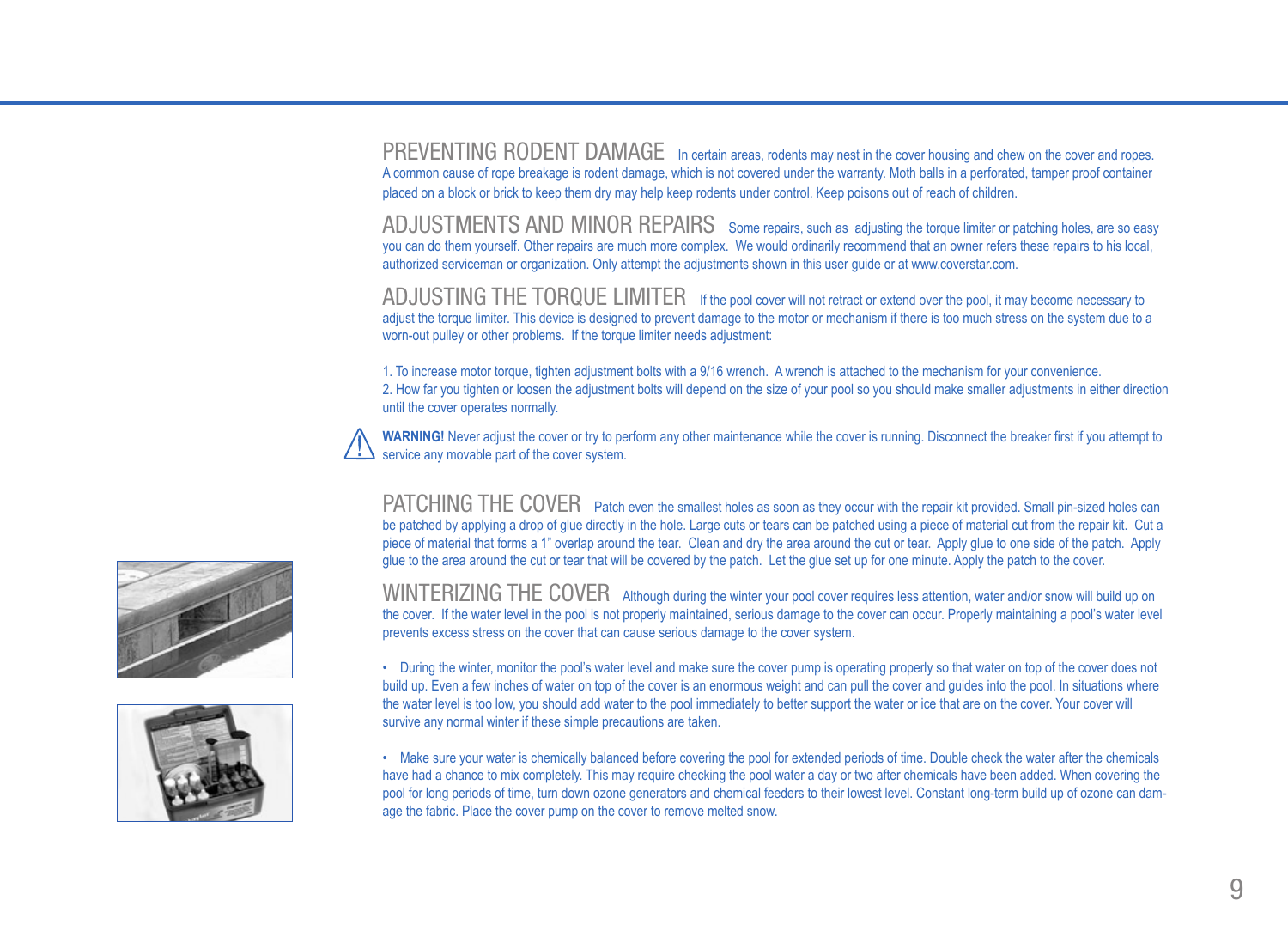## PREVENTING RODENT DAMAGE

In certain areas, rodents may nest in the cover housing and chew on the cover and ropes. A common cause of rope breakage is rodent damage, which is not covered under the warranty. Moth balls in a perforated, tamper proof container placed on a block or brick to keep them dry may help keep rodents under control. Keep poisons out of reach of children.

## ADJUSTMENTS AND MINOR REPAIRS

Some repairs, such as adjusting the torque limiter or patching holes, are so easy you can do them yourself. Other repairs are much more complex. We would ordinarily recommend that an owner refers these repairs to his local, authorized serviceman or organization. Only attempt the adjustments shown in this user guide or at www.coverstar.com.

## ADJUSTING THE TORQUE LIMITER

If the pool cover will not retract or extend over the pool, it may become necessary to adjust the torque limiter. This device is designed to prevent damage to the motor or mechanism if there is too much stress on the system due to a worn-out pulley or other problems. If the torque limiter needs adjustment:

1. To increase motor torque, tighten adjustment bolts with a 9/16 wrench. A wrench is attached to the mechanism for your convenience.
2. How far you tighten or loosen the adjustment bolts will depend on the size of your pool so you should make smaller adjustments in either direction until the cover operates normally.

**WARNING!** Never adjust the cover or try to perform any other maintenance while the cover is running. Disconnect the breaker first if you attempt to service any movable part of the cover system.

## PATCHING THE COVER

Patch even the smallest holes as soon as they occur with the repair kit provided. Small pin-sized holes can be patched by applying a drop of glue directly in the hole. Large cuts or tears can be patched using a piece of material cut from the repair kit. Cut a piece of material that forms a 1" overlap around the tear. Clean and dry the area around the cut or tear. Apply glue to one side of the patch. Apply glue to the area around the cut or tear that will be covered by the patch. Let the glue set up for one minute. Apply the patch to the cover.

## WINTERIZING THE COVER

Although during the winter your pool cover requires less attention, water and/or snow will build up on the cover. If the water level in the pool is not properly maintained, serious damage to the cover can occur. Properly maintaining a pool's water level prevents excess stress on the cover that can cause serious damage to the cover system.

- During the winter, monitor the pool's water level and make sure the cover pump is operating properly so that water on top of the cover does not build up. Even a few inches of water on top of the cover is an enormous weight and can pull the cover and guides into the pool. In situations where the water level is too low, you should add water to the pool immediately to better support the water or ice that are on the cover. Your cover will survive any normal winter if these simple precautions are taken.

- Make sure your water is chemically balanced before covering the pool for extended periods of time. Double check the water after the chemicals have had a chance to mix completely. This may require checking the pool water a day or two after chemicals have been added. When covering the pool for long periods of time, turn down ozone generators and chemical feeders to their lowest level. Constant long-term build up of ozone can damage the fabric. Place the cover pump on the cover to remove melted snow.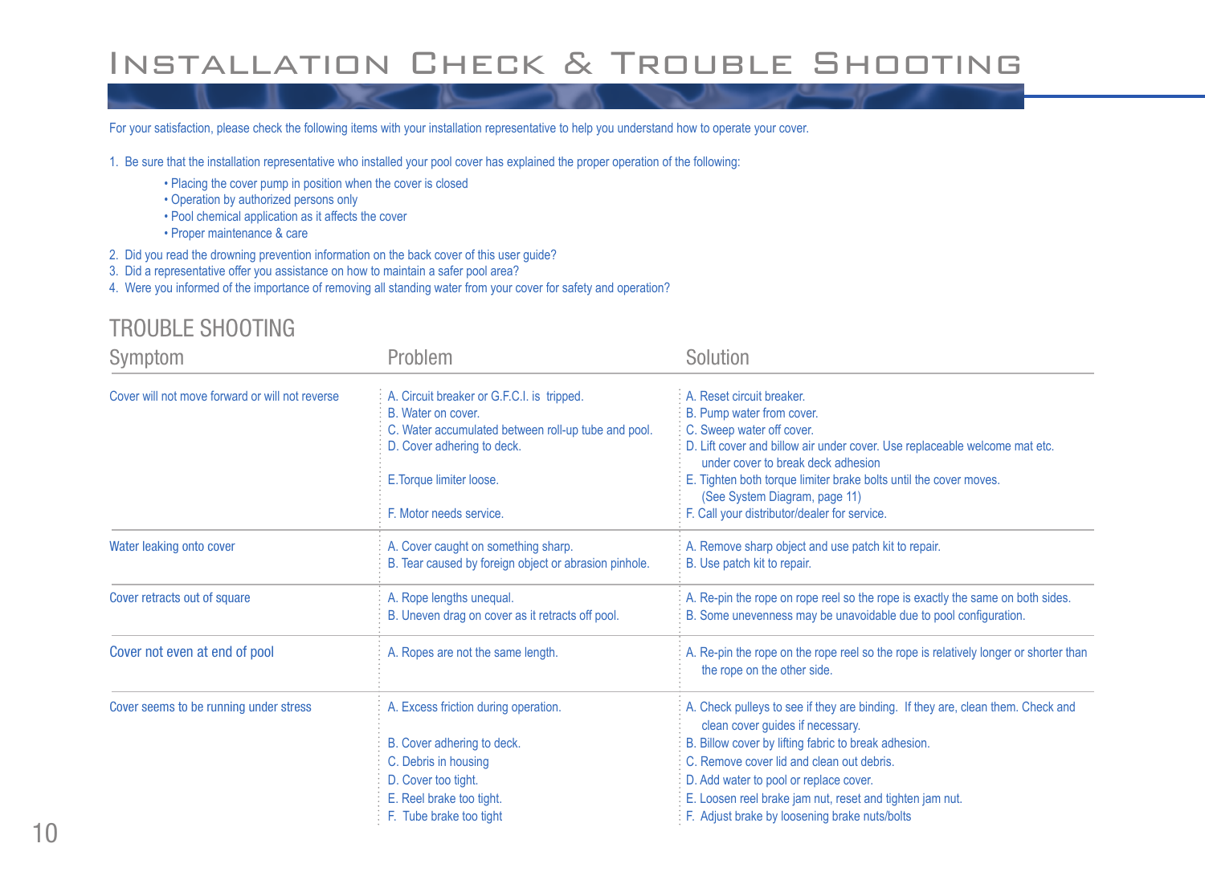# Installation Check & Trouble Shooting

For your satisfaction, please check the following items with your installation representative to help you understand how to operate your cover.

1. Be sure that the installation representative who installed your pool cover has explained the proper operation of the following:
   - Placing the cover pump in position when the cover is closed
   - Operation by authorized persons only
   - Pool chemical application as it affects the cover
   - Proper maintenance & care
2. Did you read the drowning prevention information on the back cover of this user guide?
3. Did a representative offer you assistance on how to maintain a safer pool area?
4. Were you informed of the importance of removing all standing water from your cover for safety and operation?

## TROUBLE SHOOTING

| Symptom | Problem | Solution |
|---|---|---|
| Cover will not move forward or will not reverse | A. Circuit breaker or G.F.C.I. is tripped.<br>B. Water on cover.<br>C. Water accumulated between roll-up tube and pool.<br>D. Cover adhering to deck.<br>E. Torque limiter loose.<br>F. Motor needs service. | A. Reset circuit breaker.<br>B. Pump water from cover.<br>C. Sweep water off cover.<br>D. Lift cover and billow air under cover. Use replaceable welcome mat etc. under cover to break deck adhesion<br>E. Tighten both torque limiter brake bolts until the cover moves. (See System Diagram, page 11)<br>F. Call your distributor/dealer for service. |
| Water leaking onto cover | A. Cover caught on something sharp.<br>B. Tear caused by foreign object or abrasion pinhole. | A. Remove sharp object and use patch kit to repair.<br>B. Use patch kit to repair. |
| Cover retracts out of square | A. Rope lengths unequal.<br>B. Uneven drag on cover as it retracts off pool. | A. Re-pin the rope on rope reel so the rope is exactly the same on both sides.<br>B. Some unevenness may be unavoidable due to pool configuration. |
| Cover not even at end of pool | A. Ropes are not the same length. | A. Re-pin the rope on the rope reel so the rope is relatively longer or shorter than the rope on the other side. |
| Cover seems to be running under stress | A. Excess friction during operation.<br>B. Cover adhering to deck.<br>C. Debris in housing<br>D. Cover too tight.<br>E. Reel brake too tight.<br>F. Tube brake too tight | A. Check pulleys to see if they are binding. If they are, clean them. Check and clean cover guides if necessary.<br>B. Billow cover by lifting fabric to break adhesion.<br>C. Remove cover lid and clean out debris.<br>D. Add water to pool or replace cover.<br>E. Loosen reel brake jam nut, reset and tighten jam nut.<br>F. Adjust brake by loosening brake nuts/bolts |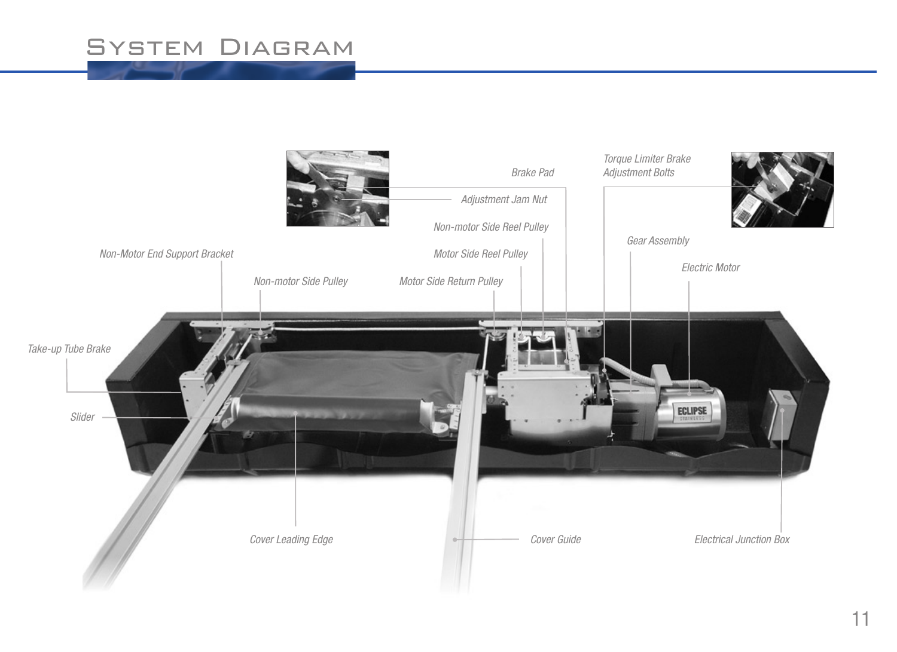# System Diagram

Brake Pad

Torque Limiter Brake Adjustment Bolts

Adjustment Jam Nut

Non-motor Side Reel Pulley

Gear Assembly

Non-Motor End Support Bracket

Motor Side Reel Pulley

Electric Motor

Non-motor Side Pulley

Motor Side Return Pulley

Take-up Tube Brake

Slider

Cover Leading Edge

Cover Guide

Electrical Junction Box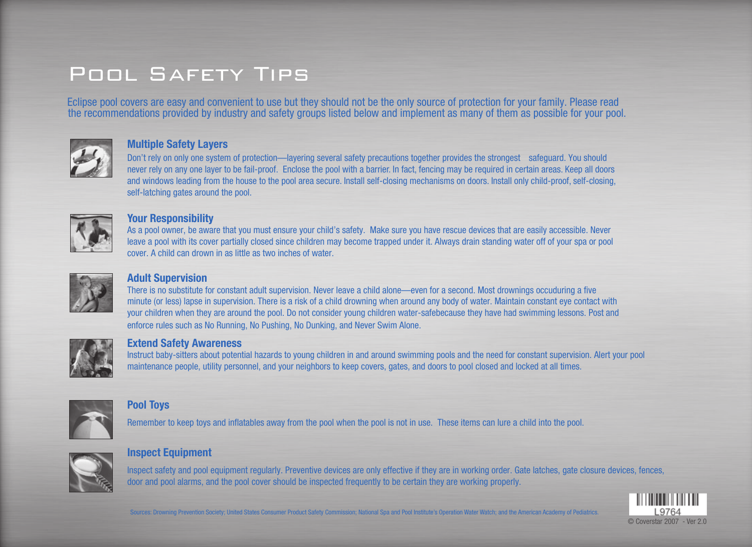# Pool Safety Tips

Eclipse pool covers are easy and convenient to use but they should not be the only source of protection for your family. Please read the recommendations provided by industry and safety groups listed below and implement as many of them as possible for your pool.

## Multiple Safety Layers

Don't rely on only one system of protection—layering several safety precautions together provides the strongest safeguard. You should never rely on any one layer to be fail-proof. Enclose the pool with a barrier. In fact, fencing may be required in certain areas. Keep all doors and windows leading from the house to the pool area secure. Install self-closing mechanisms on doors. Install only child-proof, self-closing, self-latching gates around the pool.

## Your Responsibility

As a pool owner, be aware that you must ensure your child's safety. Make sure you have rescue devices that are easily accessible. Never leave a pool with its cover partially closed since children may become trapped under it. Always drain standing water off of your spa or pool cover. A child can drown in as little as two inches of water.

## Adult Supervision

There is no substitute for constant adult supervision. Never leave a child alone—even for a second. Most drownings occuduring a five minute (or less) lapse in supervision. There is a risk of a child drowning when around any body of water. Maintain constant eye contact with your children when they are around the pool. Do not consider young children water-safebecause they have had swimming lessons. Post and enforce rules such as No Running, No Pushing, No Dunking, and Never Swim Alone.

## Extend Safety Awareness

Instruct baby-sitters about potential hazards to young children in and around swimming pools and the need for constant supervision. Alert your pool maintenance people, utility personnel, and your neighbors to keep covers, gates, and doors to pool closed and locked at all times.

## Pool Toys

Remember to keep toys and inflatables away from the pool when the pool is not in use. These items can lure a child into the pool.

## Inspect Equipment

Inspect safety and pool equipment regularly. Preventive devices are only effective if they are in working order. Gate latches, gate closure devices, fences, door and pool alarms, and the pool cover should be inspected frequently to be certain they are working properly.

Sources: Drowning Prevention Society; United States Consumer Product Safety Commission; National Spa and Pool Institute's Operation Water Watch; and the American Academy of Pediatrics.

L9764

© Coverstar 2007 - Ver 2.0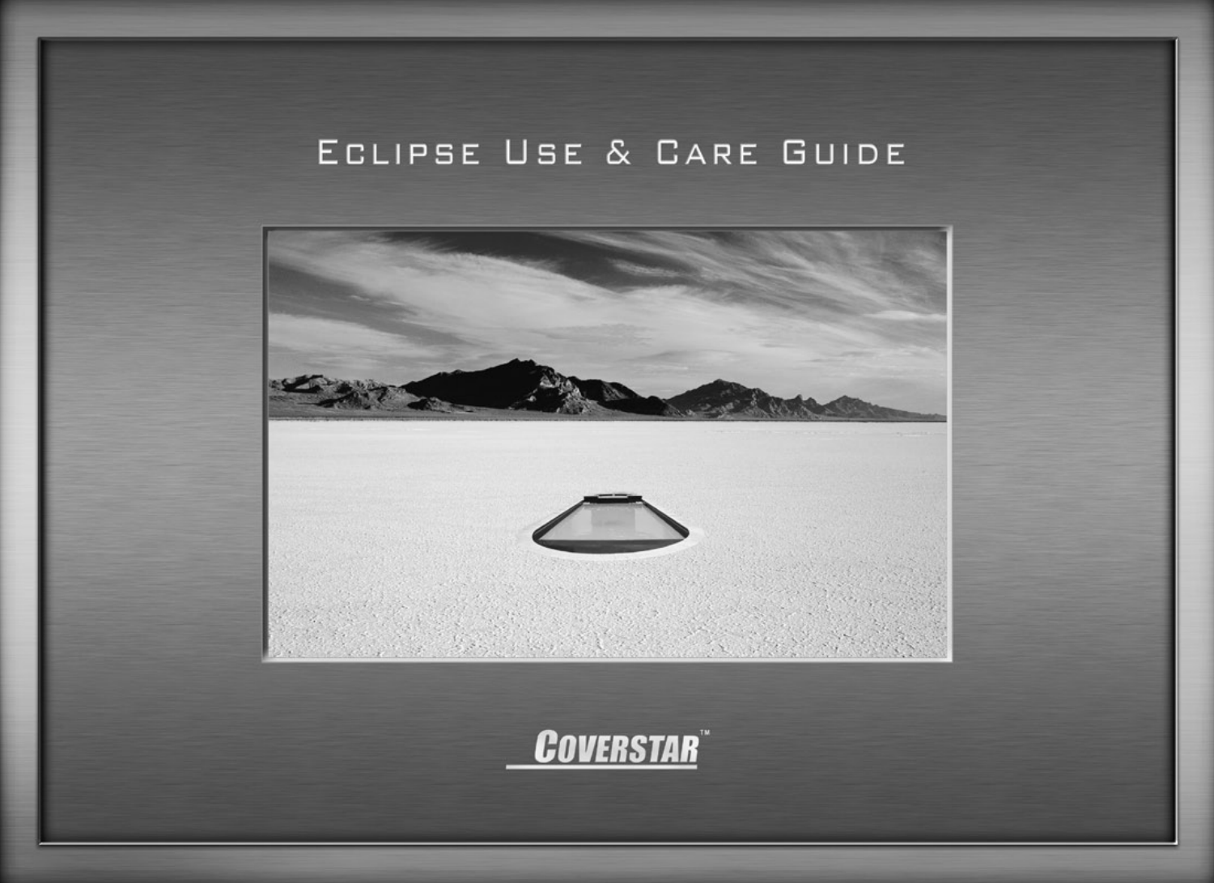# Eclipse Use & Care Guide

Coverstar™